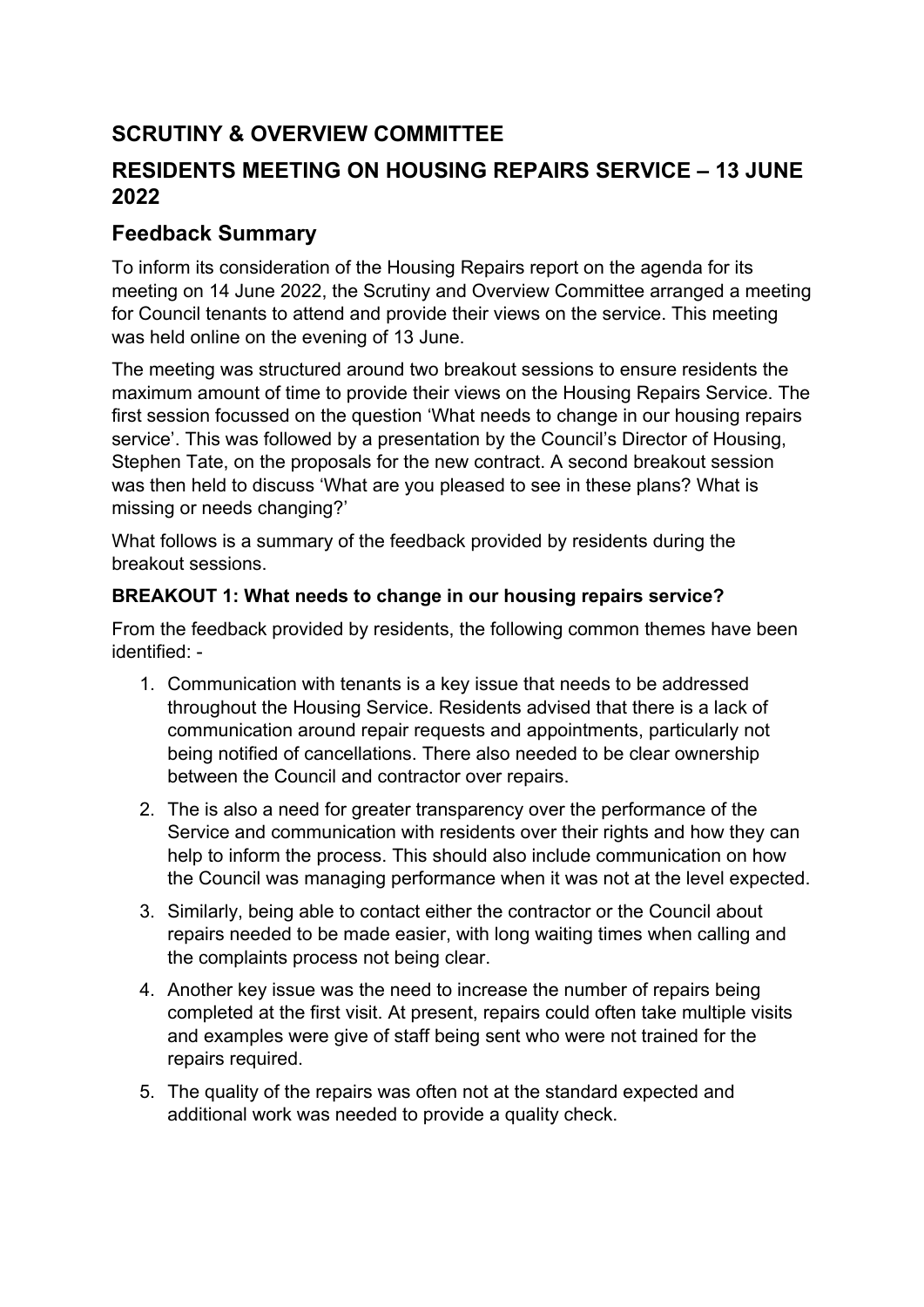## SCRUTINY & OVERVIEW COMMITTEE

## RESIDENTS MEETING ON HOUSING REPAIRS SERVICE – 13 JUNE 2022

## Feedback Summary

To inform its consideration of the Housing Repairs report on the agenda for its meeting on 14 June 2022, the Scrutiny and Overview Committee arranged a meeting for Council tenants to attend and provide their views on the service. This meeting was held online on the evening of 13 June.

The meeting was structured around two breakout sessions to ensure residents the maximum amount of time to provide their views on the Housing Repairs Service. The first session focussed on the question 'What needs to change in our housing repairs service'. This was followed by a presentation by the Council's Director of Housing, Stephen Tate, on the proposals for the new contract. A second breakout session was then held to discuss 'What are you pleased to see in these plans? What is missing or needs changing?'

What follows is a summary of the feedback provided by residents during the breakout sessions.

**BREAKOUT 1: What needs to change in our housing repairs service?**

From the feedback provided by residents, the following common themes have been identified: -

1. Communication with tenants is a key issue that needs to be addressed throughout the Housing Service. Residents advised that there is a lack of communication around repair requests and appointments, particularly not being notified of cancellations. There also needed to be clear ownership between the Council and contractor over repairs.
2. The is also a need for greater transparency over the performance of the Service and communication with residents over their rights and how they can help to inform the process. This should also include communication on how the Council was managing performance when it was not at the level expected.
3. Similarly, being able to contact either the contractor or the Council about repairs needed to be made easier, with long waiting times when calling and the complaints process not being clear.
4. Another key issue was the need to increase the number of repairs being completed at the first visit. At present, repairs could often take multiple visits and examples were give of staff being sent who were not trained for the repairs required.
5. The quality of the repairs was often not at the standard expected and additional work was needed to provide a quality check.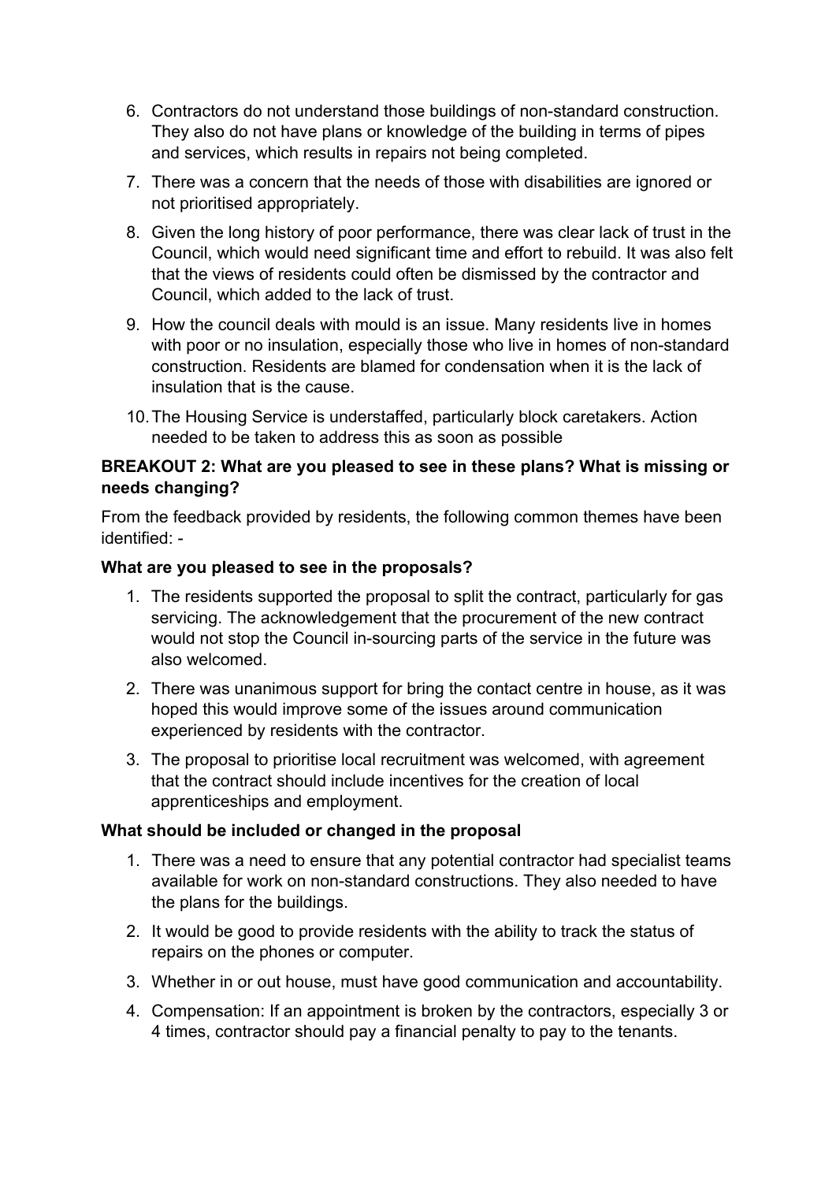6. Contractors do not understand those buildings of non-standard construction. They also do not have plans or knowledge of the building in terms of pipes and services, which results in repairs not being completed.
7. There was a concern that the needs of those with disabilities are ignored or not prioritised appropriately.
8. Given the long history of poor performance, there was clear lack of trust in the Council, which would need significant time and effort to rebuild. It was also felt that the views of residents could often be dismissed by the contractor and Council, which added to the lack of trust.
9. How the council deals with mould is an issue. Many residents live in homes with poor or no insulation, especially those who live in homes of non-standard construction. Residents are blamed for condensation when it is the lack of insulation that is the cause.
10. The Housing Service is understaffed, particularly block caretakers. Action needed to be taken to address this as soon as possible

**BREAKOUT 2: What are you pleased to see in these plans? What is missing or needs changing?**

From the feedback provided by residents, the following common themes have been identified: -

**What are you pleased to see in the proposals?**

1. The residents supported the proposal to split the contract, particularly for gas servicing. The acknowledgement that the procurement of the new contract would not stop the Council in-sourcing parts of the service in the future was also welcomed.
2. There was unanimous support for bring the contact centre in house, as it was hoped this would improve some of the issues around communication experienced by residents with the contractor.
3. The proposal to prioritise local recruitment was welcomed, with agreement that the contract should include incentives for the creation of local apprenticeships and employment.

**What should be included or changed in the proposal**

1. There was a need to ensure that any potential contractor had specialist teams available for work on non-standard constructions. They also needed to have the plans for the buildings.
2. It would be good to provide residents with the ability to track the status of repairs on the phones or computer.
3. Whether in or out house, must have good communication and accountability.
4. Compensation: If an appointment is broken by the contractors, especially 3 or 4 times, contractor should pay a financial penalty to pay to the tenants.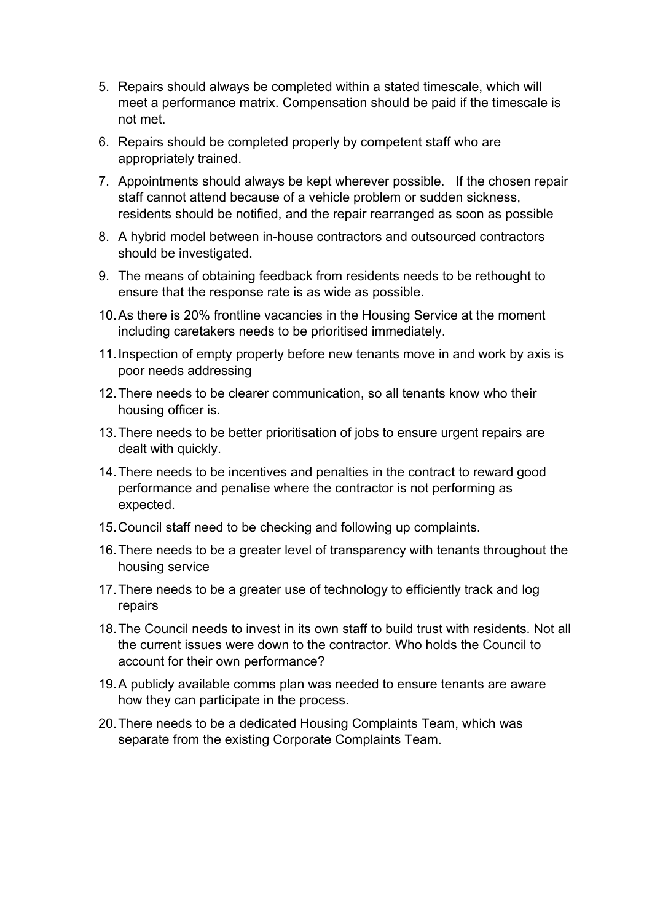5. Repairs should always be completed within a stated timescale, which will meet a performance matrix. Compensation should be paid if the timescale is not met.
6. Repairs should be completed properly by competent staff who are appropriately trained.
7. Appointments should always be kept wherever possible. If the chosen repair staff cannot attend because of a vehicle problem or sudden sickness, residents should be notified, and the repair rearranged as soon as possible
8. A hybrid model between in-house contractors and outsourced contractors should be investigated.
9. The means of obtaining feedback from residents needs to be rethought to ensure that the response rate is as wide as possible.
10. As there is 20% frontline vacancies in the Housing Service at the moment including caretakers needs to be prioritised immediately.
11. Inspection of empty property before new tenants move in and work by axis is poor needs addressing
12. There needs to be clearer communication, so all tenants know who their housing officer is.
13. There needs to be better prioritisation of jobs to ensure urgent repairs are dealt with quickly.
14. There needs to be incentives and penalties in the contract to reward good performance and penalise where the contractor is not performing as expected.
15. Council staff need to be checking and following up complaints.
16. There needs to be a greater level of transparency with tenants throughout the housing service
17. There needs to be a greater use of technology to efficiently track and log repairs
18. The Council needs to invest in its own staff to build trust with residents. Not all the current issues were down to the contractor. Who holds the Council to account for their own performance?
19. A publicly available comms plan was needed to ensure tenants are aware how they can participate in the process.
20. There needs to be a dedicated Housing Complaints Team, which was separate from the existing Corporate Complaints Team.